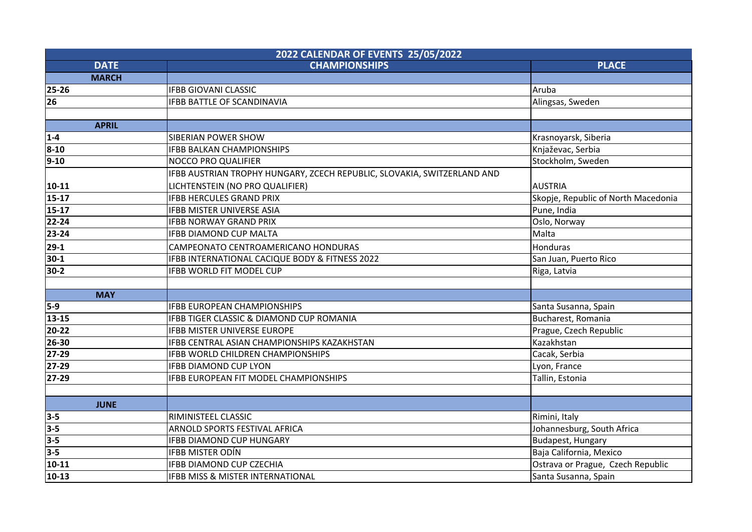| 2022 CALENDAR OF EVENTS 25/05/2022 | | |
|---|---|---|
| **DATE** | **CHAMPIONSHIPS** | **PLACE** |
| **MARCH** | | |
| 25-26 | IFBB GIOVANI CLASSIC | Aruba |
| 26 | IFBB BATTLE OF SCANDINAVIA | Alingsas, Sweden |
| | | |
| **APRIL** | | |
| 1-4 | SIBERIAN POWER SHOW | Krasnoyarsk, Siberia |
| 8-10 | IFBB BALKAN CHAMPIONSHIPS | Knjaževac, Serbia |
| 9-10 | NOCCO PRO QUALIFIER | Stockholm, Sweden |
| 10-11 | IFBB AUSTRIAN TROPHY HUNGARY, ZCECH REPUBLIC, SLOVAKIA, SWITZERLAND AND LICHTENSTEIN (NO PRO QUALIFIER) | AUSTRIA |
| 15-17 | IFBB HERCULES GRAND PRIX | Skopje, Republic of North Macedonia |
| 15-17 | IFBB MISTER UNIVERSE ASIA | Pune, India |
| 22-24 | IFBB NORWAY GRAND PRIX | Oslo, Norway |
| 23-24 | IFBB DIAMOND CUP MALTA | Malta |
| 29-1 | CAMPEONATO CENTROAMERICANO HONDURAS | Honduras |
| 30-1 | IFBB INTERNATIONAL CACIQUE BODY & FITNESS 2022 | San Juan, Puerto Rico |
| 30-2 | IFBB WORLD FIT MODEL CUP | Riga, Latvia |
| | | |
| **MAY** | | |
| 5-9 | IFBB EUROPEAN CHAMPIONSHIPS | Santa Susanna, Spain |
| 13-15 | IFBB TIGER CLASSIC & DIAMOND CUP ROMANIA | Bucharest, Romania |
| 20-22 | IFBB MISTER UNIVERSE EUROPE | Prague, Czech Republic |
| 26-30 | IFBB CENTRAL ASIAN CHAMPIONSHIPS KAZAKHSTAN | Kazakhstan |
| 27-29 | IFBB WORLD CHILDREN CHAMPIONSHIPS | Cacak, Serbia |
| 27-29 | IFBB DIAMOND CUP LYON | Lyon, France |
| 27-29 | IFBB EUROPEAN FIT MODEL CHAMPIONSHIPS | Tallin, Estonia |
| | | |
| **JUNE** | | |
| 3-5 | RIMINISTEEL CLASSIC | Rimini, Italy |
| 3-5 | ARNOLD SPORTS FESTIVAL AFRICA | Johannesburg, South Africa |
| 3-5 | IFBB DIAMOND CUP HUNGARY | Budapest, Hungary |
| 3-5 | IFBB MISTER ODÍN | Baja California, Mexico |
| 10-11 | IFBB DIAMOND CUP CZECHIA | Ostrava or Prague, Czech Republic |
| 10-13 | IFBB MISS & MISTER INTERNATIONAL | Santa Susanna, Spain |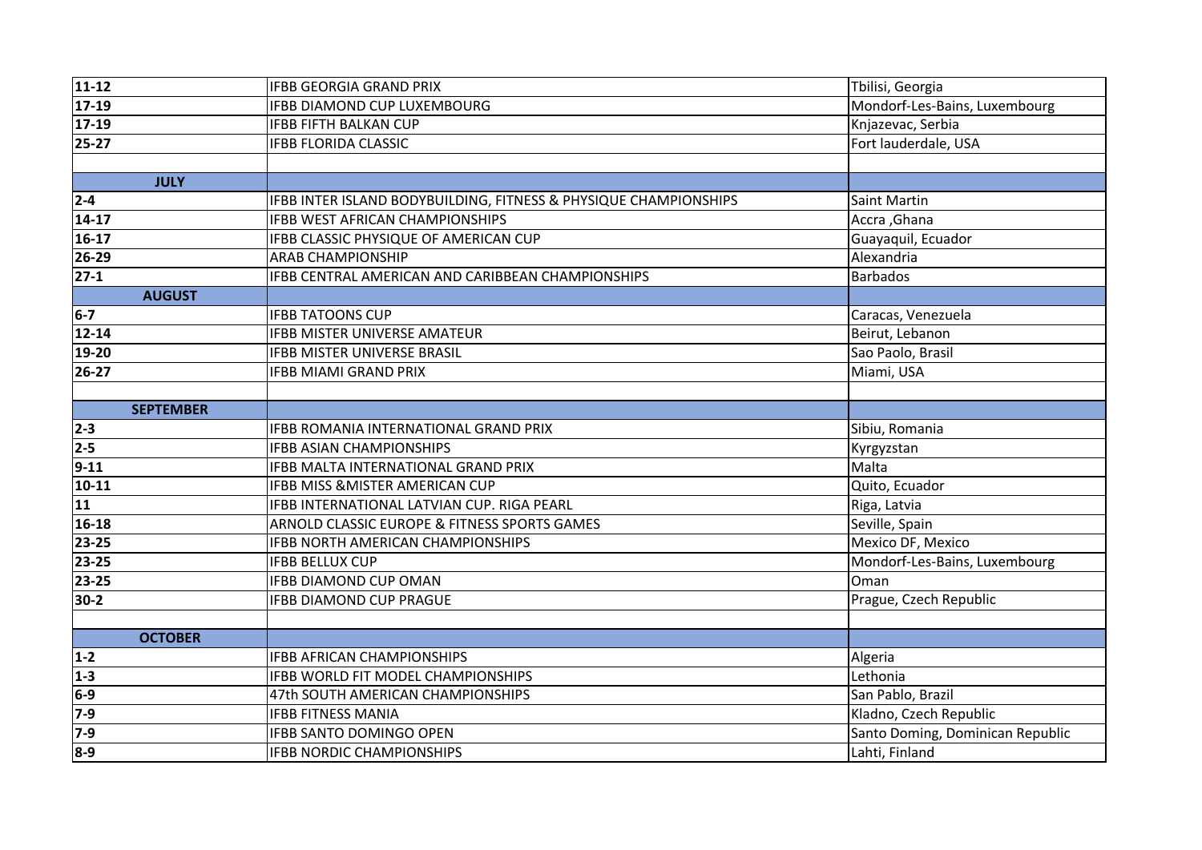| | | |
|---|---|---|
| 11-12 | IFBB GEORGIA GRAND PRIX | Tbilisi, Georgia |
| 17-19 | IFBB DIAMOND CUP LUXEMBOURG | Mondorf-Les-Bains, Luxembourg |
| 17-19 | IFBB FIFTH BALKAN CUP | Knjazevac, Serbia |
| 25-27 | IFBB FLORIDA CLASSIC | Fort lauderdale, USA |
| | | |
| **JULY** | | |
| 2-4 | IFBB INTER ISLAND BODYBUILDING, FITNESS & PHYSIQUE CHAMPIONSHIPS | Saint Martin |
| 14-17 | IFBB WEST AFRICAN CHAMPIONSHIPS | Accra ,Ghana |
| 16-17 | IFBB CLASSIC PHYSIQUE OF AMERICAN CUP | Guayaquil, Ecuador |
| 26-29 | ARAB CHAMPIONSHIP | Alexandria |
| 27-1 | IFBB CENTRAL AMERICAN AND CARIBBEAN CHAMPIONSHIPS | Barbados |
| **AUGUST** | | |
| 6-7 | IFBB TATOONS CUP | Caracas, Venezuela |
| 12-14 | IFBB MISTER UNIVERSE AMATEUR | Beirut, Lebanon |
| 19-20 | IFBB MISTER UNIVERSE BRASIL | Sao Paolo, Brasil |
| 26-27 | IFBB MIAMI GRAND PRIX | Miami, USA |
| | | |
| **SEPTEMBER** | | |
| 2-3 | IFBB ROMANIA INTERNATIONAL GRAND PRIX | Sibiu, Romania |
| 2-5 | IFBB ASIAN CHAMPIONSHIPS | Kyrgyzstan |
| 9-11 | IFBB MALTA INTERNATIONAL GRAND PRIX | Malta |
| 10-11 | IFBB MISS &MISTER AMERICAN CUP | Quito, Ecuador |
| 11 | IFBB INTERNATIONAL LATVIAN CUP. RIGA PEARL | Riga, Latvia |
| 16-18 | ARNOLD CLASSIC EUROPE & FITNESS SPORTS GAMES | Seville, Spain |
| 23-25 | IFBB NORTH AMERICAN CHAMPIONSHIPS | Mexico DF, Mexico |
| 23-25 | IFBB BELLUX CUP | Mondorf-Les-Bains, Luxembourg |
| 23-25 | IFBB DIAMOND CUP OMAN | Oman |
| 30-2 | IFBB DIAMOND CUP PRAGUE | Prague, Czech Republic |
| | | |
| **OCTOBER** | | |
| 1-2 | IFBB AFRICAN CHAMPIONSHIPS | Algeria |
| 1-3 | IFBB WORLD FIT MODEL CHAMPIONSHIPS | Lethonia |
| 6-9 | 47th SOUTH AMERICAN CHAMPIONSHIPS | San Pablo, Brazil |
| 7-9 | IFBB FITNESS MANIA | Kladno, Czech Republic |
| 7-9 | IFBB SANTO DOMINGO OPEN | Santo Doming, Dominican Republic |
| 8-9 | IFBB NORDIC CHAMPIONSHIPS | Lahti, Finland |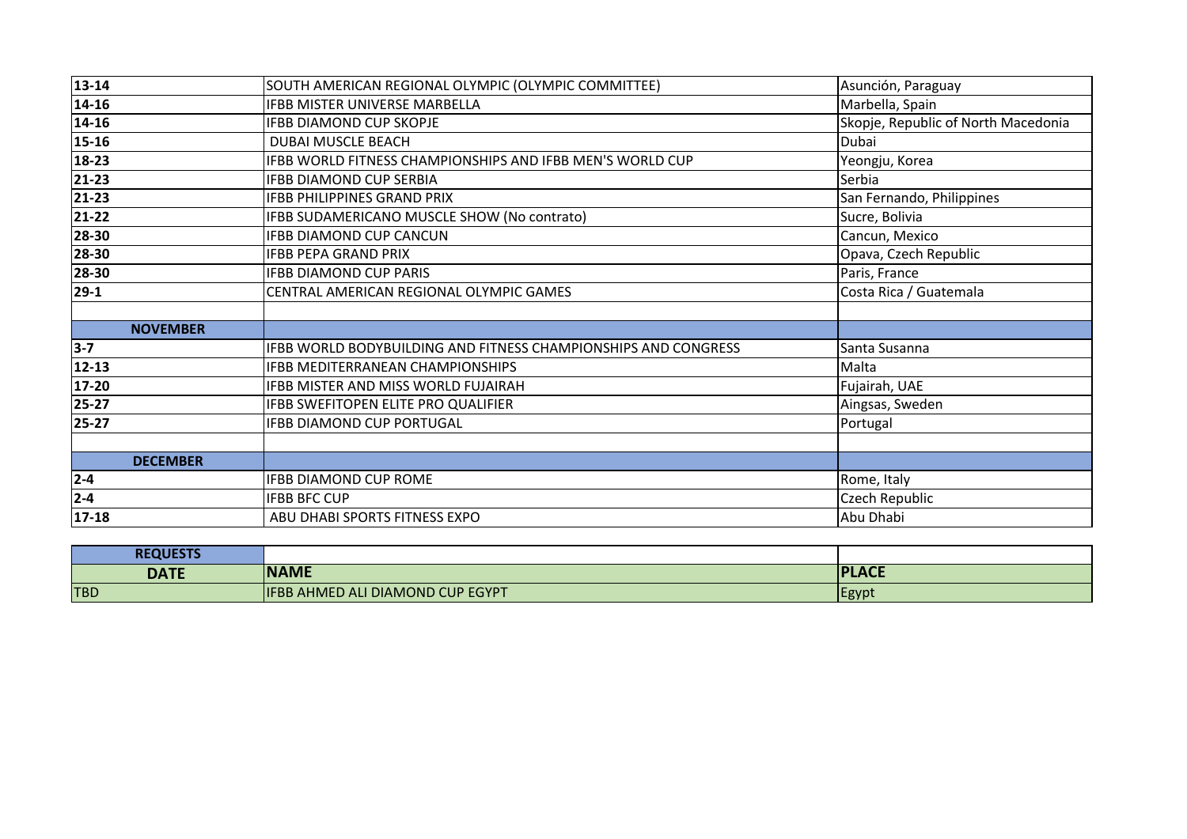| | | |
|---|---|---|
| 13-14 | SOUTH AMERICAN REGIONAL OLYMPIC (OLYMPIC COMMITTEE) | Asunción, Paraguay |
| 14-16 | IFBB MISTER UNIVERSE MARBELLA | Marbella, Spain |
| 14-16 | IFBB DIAMOND CUP SKOPJE | Skopje, Republic of North Macedonia |
| 15-16 | DUBAI MUSCLE BEACH | Dubai |
| 18-23 | IFBB WORLD FITNESS CHAMPIONSHIPS AND IFBB MEN'S WORLD CUP | Yeongju, Korea |
| 21-23 | IFBB DIAMOND CUP SERBIA | Serbia |
| 21-23 | IFBB PHILIPPINES GRAND PRIX | San Fernando, Philippines |
| 21-22 | IFBB SUDAMERICANO MUSCLE SHOW (No contrato) | Sucre, Bolivia |
| 28-30 | IFBB DIAMOND CUP CANCUN | Cancun, Mexico |
| 28-30 | IFBB PEPA GRAND PRIX | Opava, Czech Republic |
| 28-30 | IFBB DIAMOND CUP PARIS | Paris, France |
| 29-1 | CENTRAL AMERICAN REGIONAL OLYMPIC GAMES | Costa Rica / Guatemala |
| | | |
| **NOVEMBER** | | |
| 3-7 | IFBB WORLD BODYBUILDING AND FITNESS CHAMPIONSHIPS AND CONGRESS | Santa Susanna |
| 12-13 | IFBB MEDITERRANEAN CHAMPIONSHIPS | Malta |
| 17-20 | IFBB MISTER AND MISS WORLD FUJAIRAH | Fujairah, UAE |
| 25-27 | IFBB SWEFITOPEN ELITE PRO QUALIFIER | Aingsas, Sweden |
| 25-27 | IFBB DIAMOND CUP PORTUGAL | Portugal |
| | | |
| **DECEMBER** | | |
| 2-4 | IFBB DIAMOND CUP ROME | Rome, Italy |
| 2-4 | IFBB BFC CUP | Czech Republic |
| 17-18 | ABU DHABI SPORTS FITNESS EXPO | Abu Dhabi |

| **REQUESTS** | | |
|---|---|---|
| **DATE** | **NAME** | **PLACE** |
| TBD | IFBB AHMED ALI DIAMOND CUP EGYPT | Egypt |